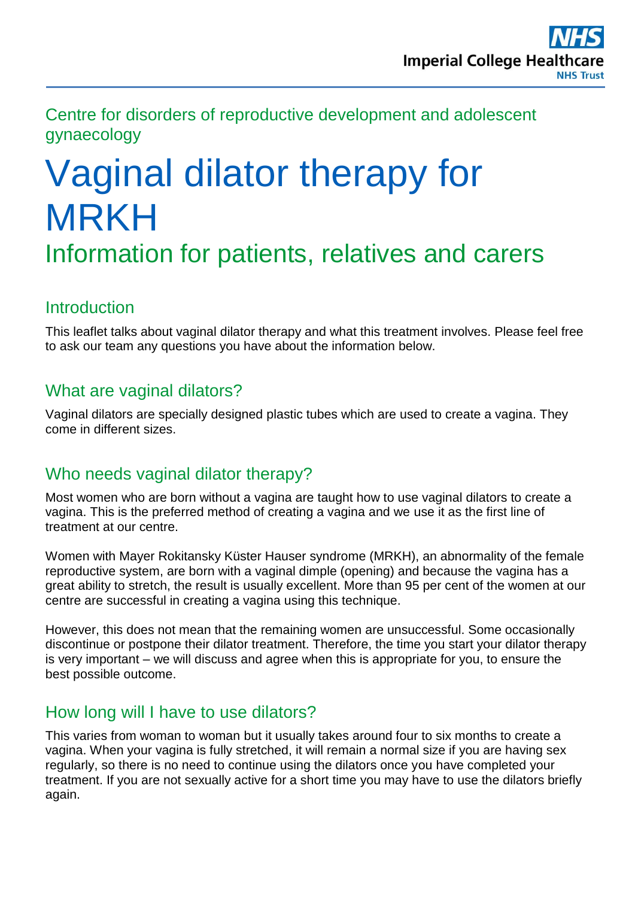Centre for disorders of reproductive development and adolescent gynaecology

# Vaginal dilator therapy for MRKH

## Information for patients, relatives and carers

### Introduction

This leaflet talks about vaginal dilator therapy and what this treatment involves. Please feel free to ask our team any questions you have about the information below.

### What are vaginal dilators?

Vaginal dilators are specially designed plastic tubes which are used to create a vagina. They come in different sizes.

### Who needs vaginal dilator therapy?

Most women who are born without a vagina are taught how to use vaginal dilators to create a vagina. This is the preferred method of creating a vagina and we use it as the first line of treatment at our centre.

Women with Mayer Rokitansky Küster Hauser syndrome (MRKH), an abnormality of the female reproductive system, are born with a vaginal dimple (opening) and because the vagina has a great ability to stretch, the result is usually excellent. More than 95 per cent of the women at our centre are successful in creating a vagina using this technique.

However, this does not mean that the remaining women are unsuccessful. Some occasionally discontinue or postpone their dilator treatment. Therefore, the time you start your dilator therapy is very important – we will discuss and agree when this is appropriate for you, to ensure the best possible outcome.

### How long will I have to use dilators?

This varies from woman to woman but it usually takes around four to six months to create a vagina. When your vagina is fully stretched, it will remain a normal size if you are having sex regularly, so there is no need to continue using the dilators once you have completed your treatment. If you are not sexually active for a short time you may have to use the dilators briefly again.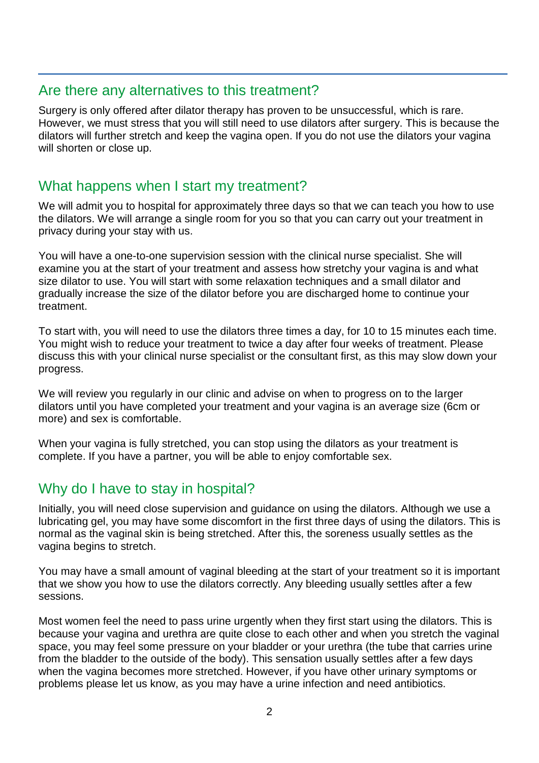## Are there any alternatives to this treatment?

Surgery is only offered after dilator therapy has proven to be unsuccessful, which is rare. However, we must stress that you will still need to use dilators after surgery. This is because the dilators will further stretch and keep the vagina open. If you do not use the dilators your vagina will shorten or close up.

## What happens when I start my treatment?

We will admit you to hospital for approximately three days so that we can teach you how to use the dilators. We will arrange a single room for you so that you can carry out your treatment in privacy during your stay with us.

You will have a one-to-one supervision session with the clinical nurse specialist. She will examine you at the start of your treatment and assess how stretchy your vagina is and what size dilator to use. You will start with some relaxation techniques and a small dilator and gradually increase the size of the dilator before you are discharged home to continue your treatment.

To start with, you will need to use the dilators three times a day, for 10 to 15 minutes each time. You might wish to reduce your treatment to twice a day after four weeks of treatment. Please discuss this with your clinical nurse specialist or the consultant first, as this may slow down your progress.

We will review you regularly in our clinic and advise on when to progress on to the larger dilators until you have completed your treatment and your vagina is an average size (6cm or more) and sex is comfortable.

When your vagina is fully stretched, you can stop using the dilators as your treatment is complete. If you have a partner, you will be able to enjoy comfortable sex.

## Why do I have to stay in hospital?

Initially, you will need close supervision and guidance on using the dilators. Although we use a lubricating gel, you may have some discomfort in the first three days of using the dilators. This is normal as the vaginal skin is being stretched. After this, the soreness usually settles as the vagina begins to stretch.

You may have a small amount of vaginal bleeding at the start of your treatment so it is important that we show you how to use the dilators correctly. Any bleeding usually settles after a few sessions.

Most women feel the need to pass urine urgently when they first start using the dilators. This is because your vagina and urethra are quite close to each other and when you stretch the vaginal space, you may feel some pressure on your bladder or your urethra (the tube that carries urine from the bladder to the outside of the body). This sensation usually settles after a few days when the vagina becomes more stretched. However, if you have other urinary symptoms or problems please let us know, as you may have a urine infection and need antibiotics.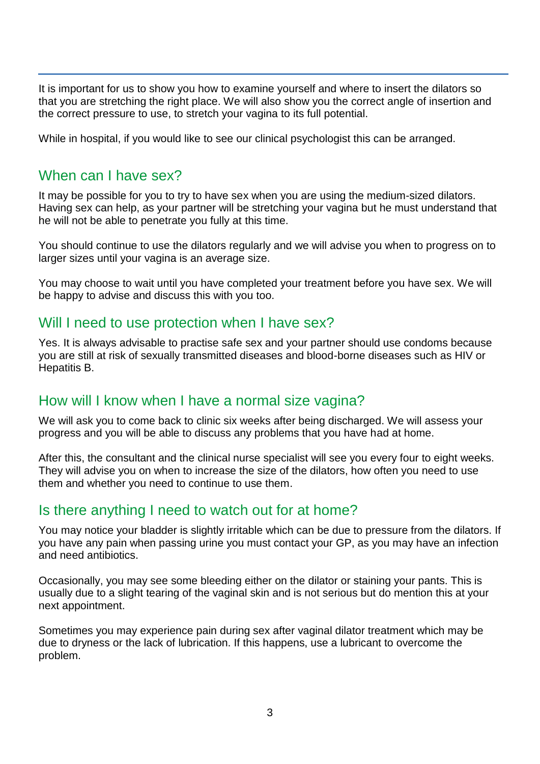It is important for us to show you how to examine yourself and where to insert the dilators so that you are stretching the right place. We will also show you the correct angle of insertion and the correct pressure to use, to stretch your vagina to its full potential.

While in hospital, if you would like to see our clinical psychologist this can be arranged.

## When can I have sex?

It may be possible for you to try to have sex when you are using the medium-sized dilators. Having sex can help, as your partner will be stretching your vagina but he must understand that he will not be able to penetrate you fully at this time.

You should continue to use the dilators regularly and we will advise you when to progress on to larger sizes until your vagina is an average size.

You may choose to wait until you have completed your treatment before you have sex. We will be happy to advise and discuss this with you too.

## Will I need to use protection when I have sex?

Yes. It is always advisable to practise safe sex and your partner should use condoms because you are still at risk of sexually transmitted diseases and blood-borne diseases such as HIV or Hepatitis B.

## How will I know when I have a normal size vagina?

We will ask you to come back to clinic six weeks after being discharged. We will assess your progress and you will be able to discuss any problems that you have had at home.

After this, the consultant and the clinical nurse specialist will see you every four to eight weeks. They will advise you on when to increase the size of the dilators, how often you need to use them and whether you need to continue to use them.

## Is there anything I need to watch out for at home?

You may notice your bladder is slightly irritable which can be due to pressure from the dilators. If you have any pain when passing urine you must contact your GP, as you may have an infection and need antibiotics.

Occasionally, you may see some bleeding either on the dilator or staining your pants. This is usually due to a slight tearing of the vaginal skin and is not serious but do mention this at your next appointment.

Sometimes you may experience pain during sex after vaginal dilator treatment which may be due to dryness or the lack of lubrication. If this happens, use a lubricant to overcome the problem.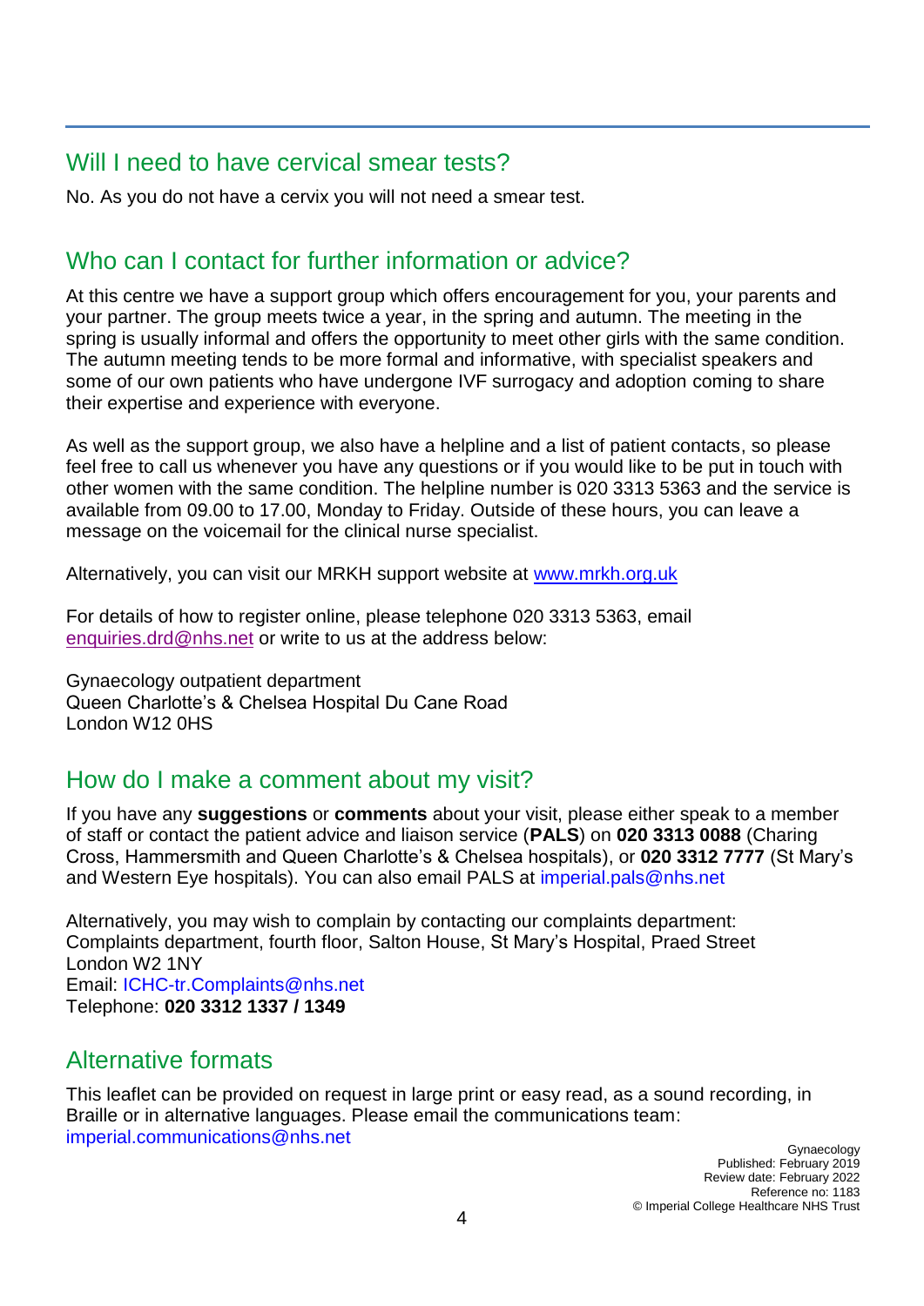## Will I need to have cervical smear tests?

No. As you do not have a cervix you will not need a smear test.

## Who can I contact for further information or advice?

At this centre we have a support group which offers encouragement for you, your parents and your partner. The group meets twice a year, in the spring and autumn. The meeting in the spring is usually informal and offers the opportunity to meet other girls with the same condition. The autumn meeting tends to be more formal and informative, with specialist speakers and some of our own patients who have undergone IVF surrogacy and adoption coming to share their expertise and experience with everyone.

As well as the support group, we also have a helpline and a list of patient contacts, so please feel free to call us whenever you have any questions or if you would like to be put in touch with other women with the same condition. The helpline number is 020 3313 5363 and the service is available from 09.00 to 17.00, Monday to Friday. Outside of these hours, you can leave a message on the voicemail for the clinical nurse specialist.

Alternatively, you can visit our MRKH support website at www.mrkh.org.uk

For details of how to register online, please telephone 020 3313 5363, email enquiries.drd@nhs.net or write to us at the address below:

Gynaecology outpatient department
Queen Charlotte's & Chelsea Hospital Du Cane Road
London W12 0HS

## How do I make a comment about my visit?

If you have any **suggestions** or **comments** about your visit, please either speak to a member of staff or contact the patient advice and liaison service (**PALS**) on **020 3313 0088** (Charing Cross, Hammersmith and Queen Charlotte's & Chelsea hospitals), or **020 3312 7777** (St Mary's and Western Eye hospitals). You can also email PALS at imperial.pals@nhs.net

Alternatively, you may wish to complain by contacting our complaints department:
Complaints department, fourth floor, Salton House, St Mary's Hospital, Praed Street
London W2 1NY
Email: ICHC-tr.Complaints@nhs.net
Telephone: **020 3312 1337 / 1349**

## Alternative formats

This leaflet can be provided on request in large print or easy read, as a sound recording, in Braille or in alternative languages. Please email the communications team: imperial.communications@nhs.net

Gynaecology
Published: February 2019
Review date: February 2022
Reference no: 1183
© Imperial College Healthcare NHS Trust